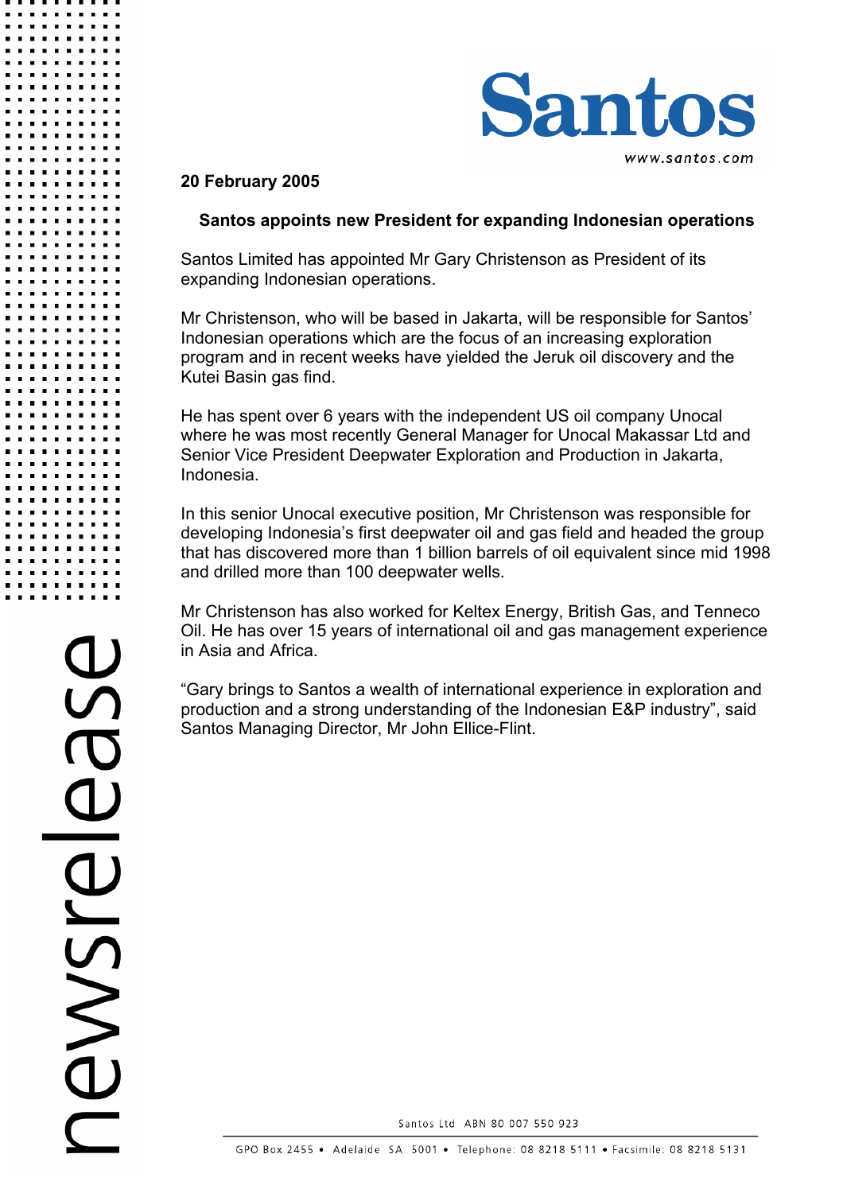20 February 2005

## Santos appoints new President for expanding Indonesian operations

Santos Limited has appointed Mr Gary Christenson as President of its expanding Indonesian operations.

Mr Christenson, who will be based in Jakarta, will be responsible for Santos' Indonesian operations which are the focus of an increasing exploration program and in recent weeks have yielded the Jeruk oil discovery and the Kutei Basin gas find.

He has spent over 6 years with the independent US oil company Unocal where he was most recently General Manager for Unocal Makassar Ltd and Senior Vice President Deepwater Exploration and Production in Jakarta, Indonesia.

In this senior Unocal executive position, Mr Christenson was responsible for developing Indonesia's first deepwater oil and gas field and headed the group that has discovered more than 1 billion barrels of oil equivalent since mid 1998 and drilled more than 100 deepwater wells.

Mr Christenson has also worked for Keltex Energy, British Gas, and Tenneco Oil. He has over 15 years of international oil and gas management experience in Asia and Africa.

"Gary brings to Santos a wealth of international experience in exploration and production and a strong understanding of the Indonesian E&P industry", said Santos Managing Director, Mr John Ellice-Flint.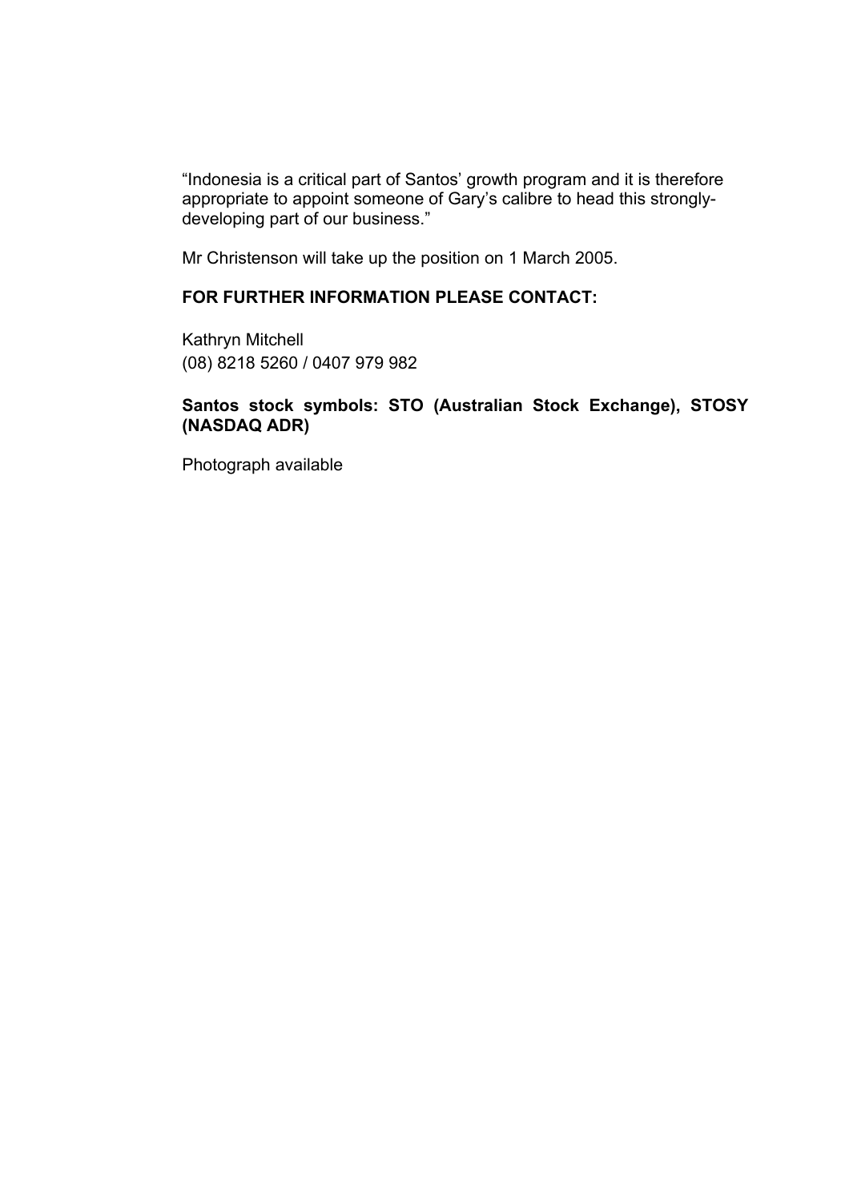"Indonesia is a critical part of Santos' growth program and it is therefore appropriate to appoint someone of Gary's calibre to head this strongly-developing part of our business."

Mr Christenson will take up the position on 1 March 2005.

**FOR FURTHER INFORMATION PLEASE CONTACT:**

Kathryn Mitchell
(08) 8218 5260 / 0407 979 982

**Santos stock symbols: STO (Australian Stock Exchange), STOSY (NASDAQ ADR)**

Photograph available